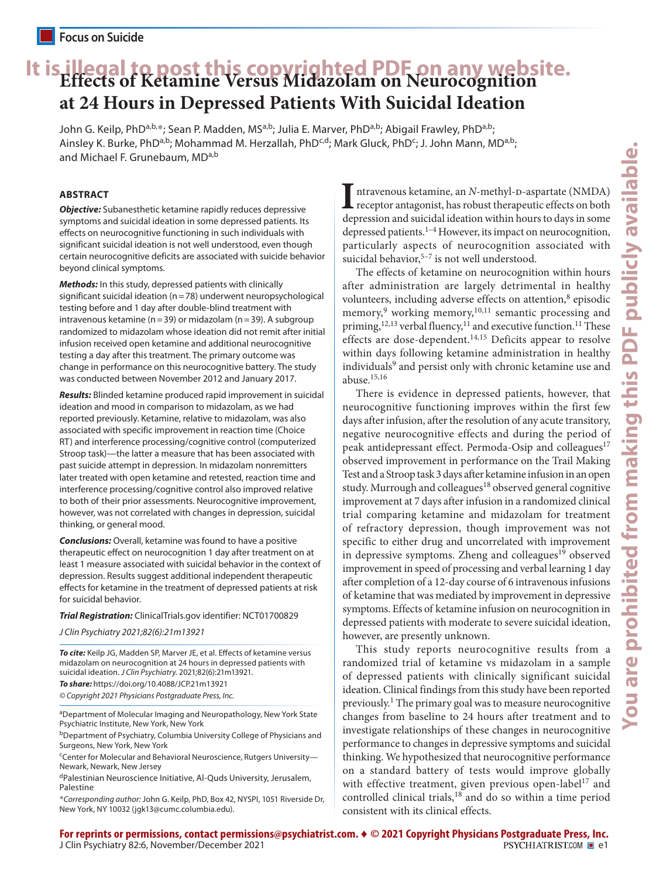Focus on Suicide

# Effects of Ketamine Versus Midazolam on Neurocognition at 24 Hours in Depressed Patients With Suicidal Ideation

John G. Keilp, PhD[a,b,*]; Sean P. Madden, MS[a,b]; Julia E. Marver, PhD[a,b]; Abigail Frawley, PhD[a,b]; Ainsley K. Burke, PhD[a,b]; Mohammad M. Herzallah, PhD[c,d]; Mark Gluck, PhD[c]; J. John Mann, MD[a,b]; and Michael F. Grunebaum, MD[a,b]

## ABSTRACT

***Objective:*** Subanesthetic ketamine rapidly reduces depressive symptoms and suicidal ideation in some depressed patients. Its effects on neurocognitive functioning in such individuals with significant suicidal ideation is not well understood, even though certain neurocognitive deficits are associated with suicide behavior beyond clinical symptoms.

***Methods:*** In this study, depressed patients with clinically significant suicidal ideation (n = 78) underwent neuropsychological testing before and 1 day after double-blind treatment with intravenous ketamine (n = 39) or midazolam (n = 39). A subgroup randomized to midazolam whose ideation did not remit after initial infusion received open ketamine and additional neurocognitive testing a day after this treatment. The primary outcome was change in performance on this neurocognitive battery. The study was conducted between November 2012 and January 2017.

***Results:*** Blinded ketamine produced rapid improvement in suicidal ideation and mood in comparison to midazolam, as we had reported previously. Ketamine, relative to midazolam, was also associated with specific improvement in reaction time (Choice RT) and interference processing/cognitive control (computerized Stroop task)—the latter a measure that has been associated with past suicide attempt in depression. In midazolam nonremitters later treated with open ketamine and retested, reaction time and interference processing/cognitive control also improved relative to both of their prior assessments. Neurocognitive improvement, however, was not correlated with changes in depression, suicidal thinking, or general mood.

***Conclusions:*** Overall, ketamine was found to have a positive therapeutic effect on neurocognition 1 day after treatment on at least 1 measure associated with suicidal behavior in the context of depression. Results suggest additional independent therapeutic effects for ketamine in the treatment of depressed patients at risk for suicidal behavior.

***Trial Registration:*** ClinicalTrials.gov identifier: NCT01700829

*J Clin Psychiatry 2021;82(6):21m13921*

***To cite:*** Keilp JG, Madden SP, Marver JE, et al. Effects of ketamine versus midazolam on neurocognition at 24 hours in depressed patients with suicidal ideation. *J Clin Psychiatry.* 2021;82(6):21m13921.

***To share:*** https://doi.org/10.4088/JCP.21m13921

*© Copyright 2021 Physicians Postgraduate Press, Inc.*

[a]Department of Molecular Imaging and Neuropathology, New York State Psychiatric Institute, New York, New York

[b]Department of Psychiatry, Columbia University College of Physicians and Surgeons, New York, New York

[c]Center for Molecular and Behavioral Neuroscience, Rutgers University—Newark, Newark, New Jersey

[d]Palestinian Neuroscience Initiative, Al-Quds University, Jerusalem, Palestine

\**Corresponding author:* John G. Keilp, PhD, Box 42, NYSPI, 1051 Riverside Dr, New York, NY 10032 (jgk13@cumc.columbia.edu).

Intravenous ketamine, an *N*-methyl-D-aspartate (NMDA) receptor antagonist, has robust therapeutic effects on both depression and suicidal ideation within hours to days in some depressed patients.[1–4] However, its impact on neurocognition, particularly aspects of neurocognition associated with suicidal behavior,[5–7] is not well understood.

The effects of ketamine on neurocognition within hours after administration are largely detrimental in healthy volunteers, including adverse effects on attention,[8] episodic memory,[9] working memory,[10,11] semantic processing and priming,[12,13] verbal fluency,[11] and executive function.[11] These effects are dose-dependent.[14,15] Deficits appear to resolve within days following ketamine administration in healthy individuals[9] and persist only with chronic ketamine use and abuse.[15,16]

There is evidence in depressed patients, however, that neurocognitive functioning improves within the first few days after infusion, after the resolution of any acute transitory, negative neurocognitive effects and during the period of peak antidepressant effect. Permoda-Osip and colleagues[17] observed improvement in performance on the Trail Making Test and a Stroop task 3 days after ketamine infusion in an open study. Murrough and colleagues[18] observed general cognitive improvement at 7 days after infusion in a randomized clinical trial comparing ketamine and midazolam for treatment of refractory depression, though improvement was not specific to either drug and uncorrelated with improvement in depressive symptoms. Zheng and colleagues[19] observed improvement in speed of processing and verbal learning 1 day after completion of a 12-day course of 6 intravenous infusions of ketamine that was mediated by improvement in depressive symptoms. Effects of ketamine infusion on neurocognition in depressed patients with moderate to severe suicidal ideation, however, are presently unknown.

This study reports neurocognitive results from a randomized trial of ketamine vs midazolam in a sample of depressed patients with clinically significant suicidal ideation. Clinical findings from this study have been reported previously.[1] The primary goal was to measure neurocognitive changes from baseline to 24 hours after treatment and to investigate relationships of these changes in neurocognitive performance to changes in depressive symptoms and suicidal thinking. We hypothesized that neurocognitive performance on a standard battery of tests would improve globally with effective treatment, given previous open-label[17] and controlled clinical trials,[18] and do so within a time period consistent with its clinical effects.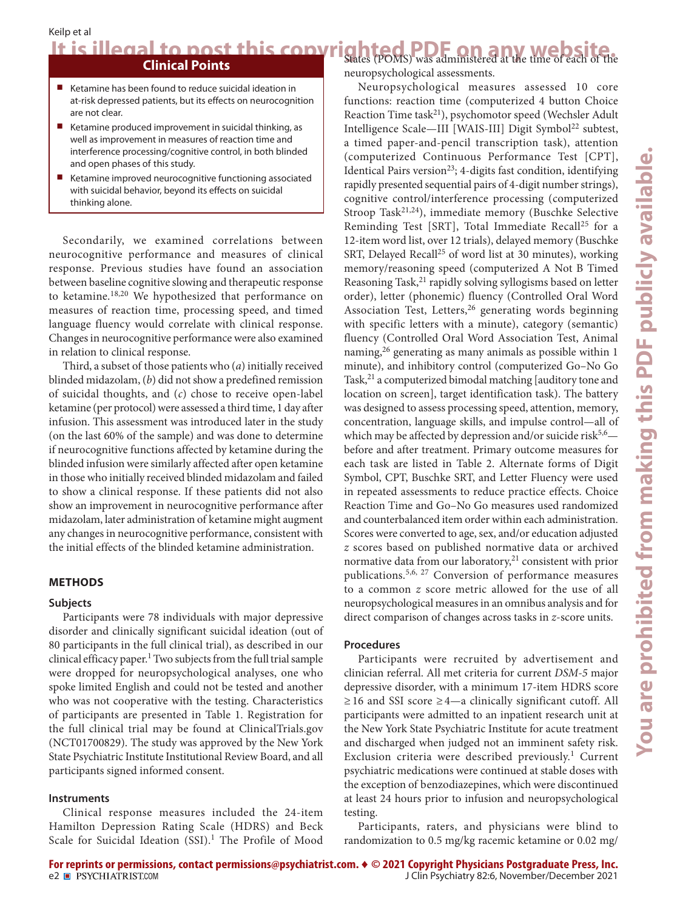## Clinical Points

- Ketamine has been found to reduce suicidal ideation in at-risk depressed patients, but its effects on neurocognition are not clear.
- Ketamine produced improvement in suicidal thinking, as well as improvement in measures of reaction time and interference processing/cognitive control, in both blinded and open phases of this study.
- Ketamine improved neurocognitive functioning associated with suicidal behavior, beyond its effects on suicidal thinking alone.

Secondarily, we examined correlations between neurocognitive performance and measures of clinical response. Previous studies have found an association between baseline cognitive slowing and therapeutic response to ketamine.[18,20] We hypothesized that performance on measures of reaction time, processing speed, and timed language fluency would correlate with clinical response. Changes in neurocognitive performance were also examined in relation to clinical response.

Third, a subset of those patients who (*a*) initially received blinded midazolam, (*b*) did not show a predefined remission of suicidal thoughts, and (*c*) chose to receive open-label ketamine (per protocol) were assessed a third time, 1 day after infusion. This assessment was introduced later in the study (on the last 60% of the sample) and was done to determine if neurocognitive functions affected by ketamine during the blinded infusion were similarly affected after open ketamine in those who initially received blinded midazolam and failed to show a clinical response. If these patients did not also show an improvement in neurocognitive performance after midazolam, later administration of ketamine might augment any changes in neurocognitive performance, consistent with the initial effects of the blinded ketamine administration.

## METHODS

### Subjects

Participants were 78 individuals with major depressive disorder and clinically significant suicidal ideation (out of 80 participants in the full clinical trial), as described in our clinical efficacy paper.[1] Two subjects from the full trial sample were dropped for neuropsychological analyses, one who spoke limited English and could not be tested and another who was not cooperative with the testing. Characteristics of participants are presented in Table 1. Registration for the full clinical trial may be found at ClinicalTrials.gov (NCT01700829). The study was approved by the New York State Psychiatric Institute Institutional Review Board, and all participants signed informed consent.

### Instruments

Clinical response measures included the 24-item Hamilton Depression Rating Scale (HDRS) and Beck Scale for Suicidal Ideation (SSI).[1] The Profile of Mood States (POMS) was administered at the time of each of the neuropsychological assessments.

Neuropsychological measures assessed 10 core functions: reaction time (computerized 4 button Choice Reaction Time task[21]), psychomotor speed (Wechsler Adult Intelligence Scale—III [WAIS-III] Digit Symbol[22] subtest, a timed paper-and-pencil transcription task), attention (computerized Continuous Performance Test [CPT], Identical Pairs version[23]; 4-digits fast condition, identifying rapidly presented sequential pairs of 4-digit number strings), cognitive control/interference processing (computerized Stroop Task[21,24]), immediate memory (Buschke Selective Reminding Test [SRT], Total Immediate Recall[25] for a 12-item word list, over 12 trials), delayed memory (Buschke SRT, Delayed Recall[25] of word list at 30 minutes), working memory/reasoning speed (computerized A Not B Timed Reasoning Task,[21] rapidly solving syllogisms based on letter order), letter (phonemic) fluency (Controlled Oral Word Association Test, Letters,[26] generating words beginning with specific letters with a minute), category (semantic) fluency (Controlled Oral Word Association Test, Animal naming,[26] generating as many animals as possible within 1 minute), and inhibitory control (computerized Go–No Go Task,[21] a computerized bimodal matching [auditory tone and location on screen], target identification task). The battery was designed to assess processing speed, attention, memory, concentration, language skills, and impulse control—all of which may be affected by depression and/or suicide risk[5,6]—before and after treatment. Primary outcome measures for each task are listed in Table 2. Alternate forms of Digit Symbol, CPT, Buschke SRT, and Letter Fluency were used in repeated assessments to reduce practice effects. Choice Reaction Time and Go–No Go measures used randomized and counterbalanced item order within each administration. Scores were converted to age, sex, and/or education adjusted *z* scores based on published normative data or archived normative data from our laboratory,[21] consistent with prior publications.[5,6,27] Conversion of performance measures to a common *z* score metric allowed for the use of all neuropsychological measures in an omnibus analysis and for direct comparison of changes across tasks in *z*-score units.

### Procedures

Participants were recruited by advertisement and clinician referral. All met criteria for current *DSM-5* major depressive disorder, with a minimum 17-item HDRS score ≥ 16 and SSI score ≥ 4—a clinically significant cutoff. All participants were admitted to an inpatient research unit at the New York State Psychiatric Institute for acute treatment and discharged when judged not an imminent safety risk. Exclusion criteria were described previously.[1] Current psychiatric medications were continued at stable doses with the exception of benzodiazepines, which were discontinued at least 24 hours prior to infusion and neuropsychological testing.

Participants, raters, and physicians were blind to randomization to 0.5 mg/kg racemic ketamine or 0.02 mg/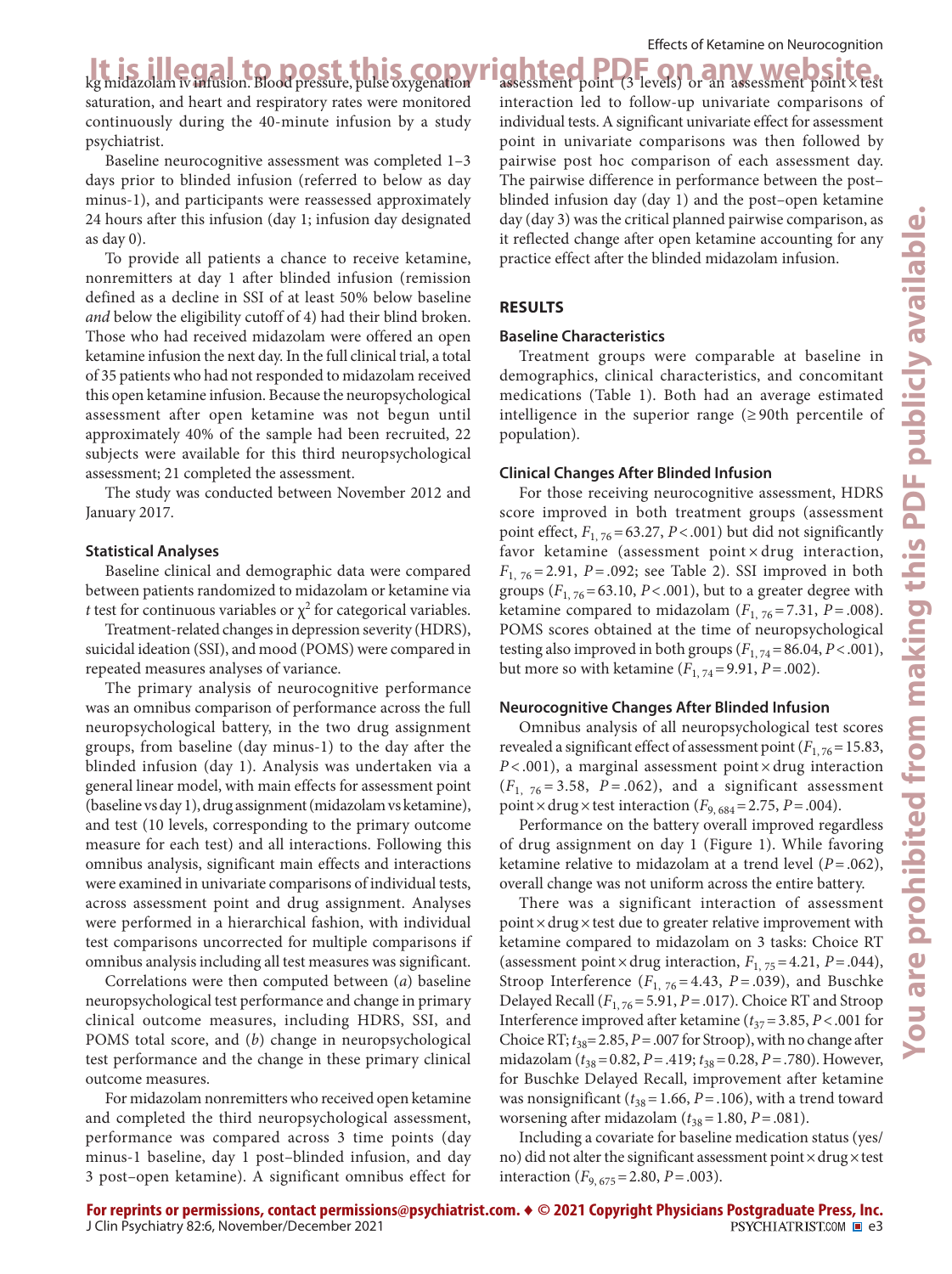kg midazolam iv infusion. Blood pressure, pulse oxygenation saturation, and heart and respiratory rates were monitored continuously during the 40-minute infusion by a study psychiatrist.

Baseline neurocognitive assessment was completed 1–3 days prior to blinded infusion (referred to below as day minus-1), and participants were reassessed approximately 24 hours after this infusion (day 1; infusion day designated as day 0).

To provide all patients a chance to receive ketamine, nonremitters at day 1 after blinded infusion (remission defined as a decline in SSI of at least 50% below baseline *and* below the eligibility cutoff of 4) had their blind broken. Those who had received midazolam were offered an open ketamine infusion the next day. In the full clinical trial, a total of 35 patients who had not responded to midazolam received this open ketamine infusion. Because the neuropsychological assessment after open ketamine was not begun until approximately 40% of the sample had been recruited, 22 subjects were available for this third neuropsychological assessment; 21 completed the assessment.

The study was conducted between November 2012 and January 2017.

### Statistical Analyses

Baseline clinical and demographic data were compared between patients randomized to midazolam or ketamine via *t* test for continuous variables or $\chi^2$ for categorical variables.

Treatment-related changes in depression severity (HDRS), suicidal ideation (SSI), and mood (POMS) were compared in repeated measures analyses of variance.

The primary analysis of neurocognitive performance was an omnibus comparison of performance across the full neuropsychological battery, in the two drug assignment groups, from baseline (day minus-1) to the day after the blinded infusion (day 1). Analysis was undertaken via a general linear model, with main effects for assessment point (baseline vs day 1), drug assignment (midazolam vs ketamine), and test (10 levels, corresponding to the primary outcome measure for each test) and all interactions. Following this omnibus analysis, significant main effects and interactions were examined in univariate comparisons of individual tests, across assessment point and drug assignment. Analyses were performed in a hierarchical fashion, with individual test comparisons uncorrected for multiple comparisons if omnibus analysis including all test measures was significant.

Correlations were then computed between (*a*) baseline neuropsychological test performance and change in primary clinical outcome measures, including HDRS, SSI, and POMS total score, and (*b*) change in neuropsychological test performance and the change in these primary clinical outcome measures.

For midazolam nonremitters who received open ketamine and completed the third neuropsychological assessment, performance was compared across 3 time points (day minus-1 baseline, day 1 post–blinded infusion, and day 3 post–open ketamine). A significant omnibus effect for assessment point (3 levels) or an assessment point × test interaction led to follow-up univariate comparisons of individual tests. A significant univariate effect for assessment point in univariate comparisons was then followed by pairwise post hoc comparison of each assessment day. The pairwise difference in performance between the post–blinded infusion day (day 1) and the post–open ketamine day (day 3) was the critical planned pairwise comparison, as it reflected change after open ketamine accounting for any practice effect after the blinded midazolam infusion.

## RESULTS

### Baseline Characteristics

Treatment groups were comparable at baseline in demographics, clinical characteristics, and concomitant medications (Table 1). Both had an average estimated intelligence in the superior range (≥ 90th percentile of population).

### Clinical Changes After Blinded Infusion

For those receiving neurocognitive assessment, HDRS score improved in both treatment groups (assessment point effect, $F_{1,76} = 63.27$, $P < .001$) but did not significantly favor ketamine (assessment point × drug interaction, $F_{1,76} = 2.91$, $P = .092$; see Table 2). SSI improved in both groups ($F_{1,76} = 63.10$, $P < .001$), but to a greater degree with ketamine compared to midazolam ($F_{1,76} = 7.31$, $P = .008$). POMS scores obtained at the time of neuropsychological testing also improved in both groups ($F_{1,74} = 86.04$, $P < .001$), but more so with ketamine ($F_{1,74} = 9.91$, $P = .002$).

### Neurocognitive Changes After Blinded Infusion

Omnibus analysis of all neuropsychological test scores revealed a significant effect of assessment point ($F_{1,76} = 15.83$, $P < .001$), a marginal assessment point × drug interaction ($F_{1,76} = 3.58$, $P = .062$), and a significant assessment point × drug × test interaction ($F_{9,684} = 2.75$, $P = .004$).

Performance on the battery overall improved regardless of drug assignment on day 1 (Figure 1). While favoring ketamine relative to midazolam at a trend level ($P = .062$), overall change was not uniform across the entire battery.

There was a significant interaction of assessment point × drug × test due to greater relative improvement with ketamine compared to midazolam on 3 tasks: Choice RT (assessment point × drug interaction, $F_{1,75} = 4.21$, $P = .044$), Stroop Interference ($F_{1,76} = 4.43$, $P = .039$), and Buschke Delayed Recall ($F_{1,76} = 5.91$, $P = .017$). Choice RT and Stroop Interference improved after ketamine ($t_{37} = 3.85$, $P < .001$ for Choice RT; $t_{38} = 2.85$, $P = .007$ for Stroop), with no change after midazolam ($t_{38} = 0.82$, $P = .419$; $t_{38} = 0.28$, $P = .780$). However, for Buschke Delayed Recall, improvement after ketamine was nonsignificant ($t_{38} = 1.66$, $P = .106$), with a trend toward worsening after midazolam ($t_{38} = 1.80$, $P = .081$).

Including a covariate for baseline medication status (yes/no) did not alter the significant assessment point × drug × test interaction ($F_{9,675} = 2.80$, $P = .003$).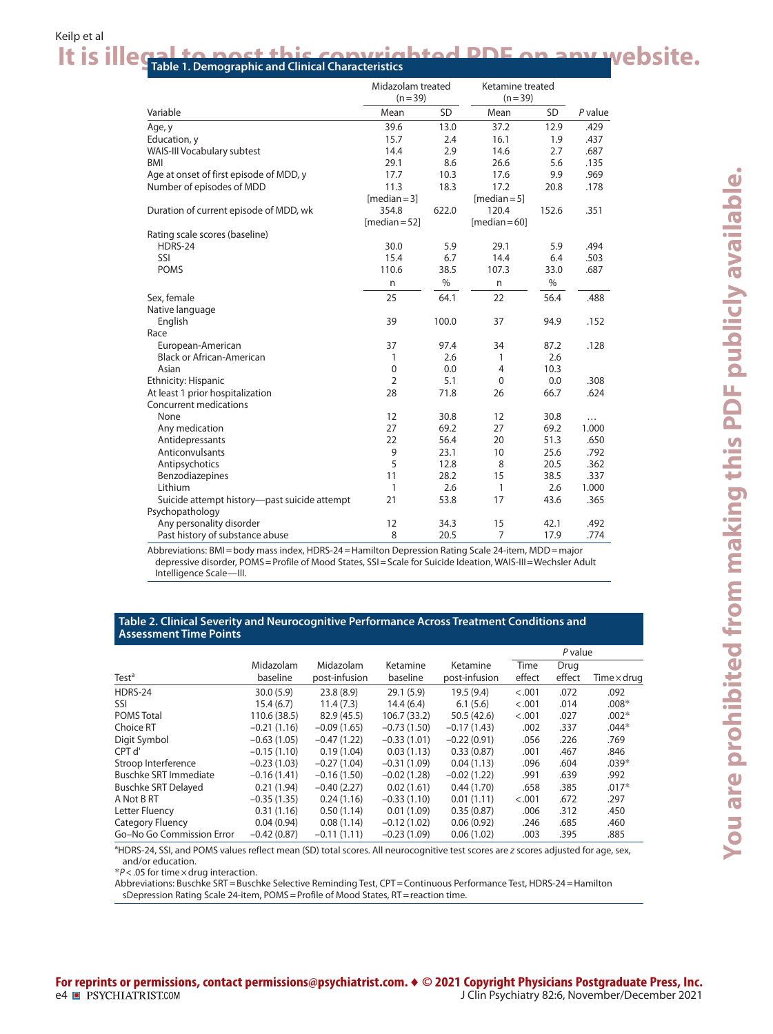**Table 1. Demographic and Clinical Characteristics**

| Variable | Midazolam treated (n = 39) Mean | SD | Ketamine treated (n = 39) Mean | SD | P value |
|---|---|---|---|---|---|
| Age, y | 39.6 | 13.0 | 37.2 | 12.9 | .429 |
| Education, y | 15.7 | 2.4 | 16.1 | 1.9 | .437 |
| WAIS-III Vocabulary subtest | 14.4 | 2.9 | 14.6 | 2.7 | .687 |
| BMI | 29.1 | 8.6 | 26.6 | 5.6 | .135 |
| Age at onset of first episode of MDD, y | 17.7 | 10.3 | 17.6 | 9.9 | .969 |
| Number of episodes of MDD | 11.3 [median = 3] | 18.3 | 17.2 [median = 5] | 20.8 | .178 |
| Duration of current episode of MDD, wk | 354.8 [median = 52] | 622.0 | 120.4 [median = 60] | 152.6 | .351 |
| Rating scale scores (baseline) | | | | | |
| HDRS-24 | 30.0 | 5.9 | 29.1 | 5.9 | .494 |
| SSI | 15.4 | 6.7 | 14.4 | 6.4 | .503 |
| POMS | 110.6 | 38.5 | 107.3 | 33.0 | .687 |
| | n | % | n | % | |
| Sex, female | 25 | 64.1 | 22 | 56.4 | .488 |
| Native language | | | | | |
| English | 39 | 100.0 | 37 | 94.9 | .152 |
| Race | | | | | |
| European-American | 37 | 97.4 | 34 | 87.2 | .128 |
| Black or African-American | 1 | 2.6 | 1 | 2.6 | |
| Asian | 0 | 0.0 | 4 | 10.3 | |
| Ethnicity: Hispanic | 2 | 5.1 | 0 | 0.0 | .308 |
| At least 1 prior hospitalization | 28 | 71.8 | 26 | 66.7 | .624 |
| Concurrent medications | | | | | |
| None | 12 | 30.8 | 12 | 30.8 | ... |
| Any medication | 27 | 69.2 | 27 | 69.2 | 1.000 |
| Antidepressants | 22 | 56.4 | 20 | 51.3 | .650 |
| Anticonvulsants | 9 | 23.1 | 10 | 25.6 | .792 |
| Antipsychotics | 5 | 12.8 | 8 | 20.5 | .362 |
| Benzodiazepines | 11 | 28.2 | 15 | 38.5 | .337 |
| Lithium | 1 | 2.6 | 1 | 2.6 | 1.000 |
| Suicide attempt history—past suicide attempt | 21 | 53.8 | 17 | 43.6 | .365 |
| Psychopathology | | | | | |
| Any personality disorder | 12 | 34.3 | 15 | 42.1 | .492 |
| Past history of substance abuse | 8 | 20.5 | 7 | 17.9 | .774 |

Abbreviations: BMI = body mass index, HDRS-24 = Hamilton Depression Rating Scale 24-item, MDD = major depressive disorder, POMS = Profile of Mood States, SSI = Scale for Suicide Ideation, WAIS-III = Wechsler Adult Intelligence Scale—III.

**Table 2. Clinical Severity and Neurocognitive Performance Across Treatment Conditions and Assessment Time Points**

| Test[a] | Midazolam baseline | Midazolam post-infusion | Ketamine baseline | Ketamine post-infusion | P value: Time effect | P value: Drug effect | P value: Time × drug |
|---|---|---|---|---|---|---|---|
| HDRS-24 | 30.0 (5.9) | 23.8 (8.9) | 29.1 (5.9) | 19.5 (9.4) | <.001 | .072 | .092 |
| SSI | 15.4 (6.7) | 11.4 (7.3) | 14.4 (6.4) | 6.1 (5.6) | <.001 | .014 | .008* |
| POMS Total | 110.6 (38.5) | 82.9 (45.5) | 106.7 (33.2) | 50.5 (42.6) | <.001 | .027 | .002* |
| Choice RT | −0.21 (1.16) | −0.09 (1.65) | −0.73 (1.50) | −0.17 (1.43) | .002 | .337 | .044* |
| Digit Symbol | −0.63 (1.05) | −0.47 (1.22) | −0.33 (1.01) | −0.22 (0.91) | .056 | .226 | .769 |
| CPT d' | −0.15 (1.10) | 0.19 (1.04) | 0.03 (1.13) | 0.33 (0.87) | .001 | .467 | .846 |
| Stroop Interference | −0.23 (1.03) | −0.27 (1.04) | −0.31 (1.09) | 0.04 (1.13) | .096 | .604 | .039* |
| Buschke SRT Immediate | −0.16 (1.41) | −0.16 (1.50) | −0.02 (1.28) | −0.02 (1.22) | .991 | .639 | .992 |
| Buschke SRT Delayed | 0.21 (1.94) | −0.40 (2.27) | 0.02 (1.61) | 0.44 (1.70) | .658 | .385 | .017* |
| A Not B RT | −0.35 (1.35) | 0.24 (1.16) | −0.33 (1.10) | 0.01 (1.11) | <.001 | .672 | .297 |
| Letter Fluency | 0.31 (1.16) | 0.50 (1.14) | 0.01 (1.09) | 0.35 (0.87) | .006 | .312 | .450 |
| Category Fluency | 0.04 (0.94) | 0.08 (1.14) | −0.12 (1.02) | 0.06 (0.92) | .246 | .685 | .460 |
| Go–No Go Commission Error | −0.42 (0.87) | −0.11 (1.11) | −0.23 (1.09) | 0.06 (1.02) | .003 | .395 | .885 |

[a]HDRS-24, SSI, and POMS values reflect mean (SD) total scores. All neurocognitive test scores are z scores adjusted for age, sex, and/or education.

*$P < .05$ for time × drug interaction.

Abbreviations: Buschke SRT = Buschke Selective Reminding Test, CPT = Continuous Performance Test, HDRS-24 = Hamilton sDepression Rating Scale 24-item, POMS = Profile of Mood States, RT = reaction time.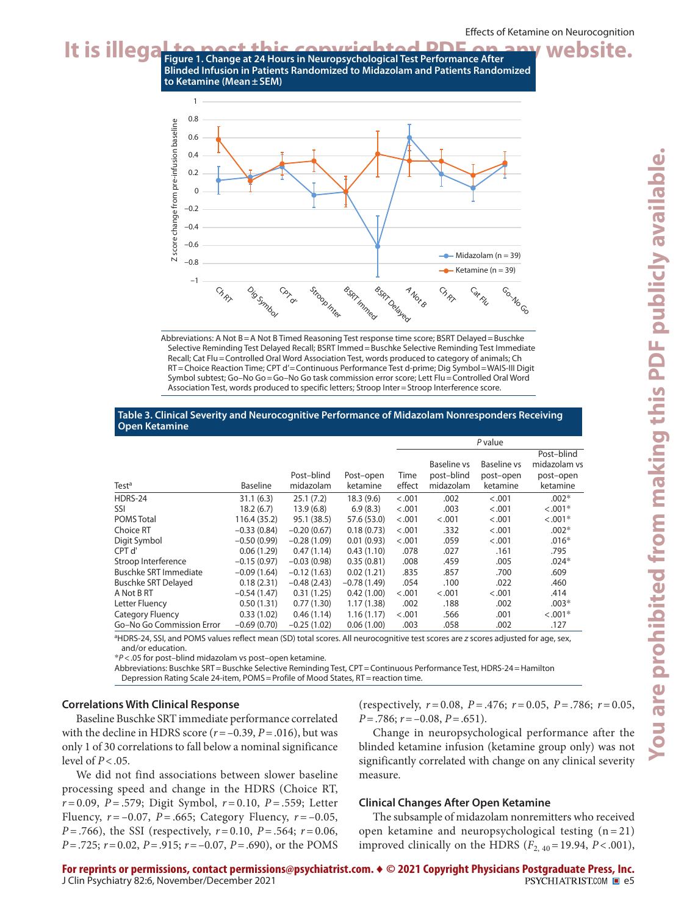**Figure 1. Change at 24 Hours in Neuropsychological Test Performance After Blinded Infusion in Patients Randomized to Midazolam and Patients Randomized to Ketamine (Mean ± SEM)**

Abbreviations: A Not B = A Not B Timed Reasoning Test response time score; BSRT Delayed = Buschke Selective Reminding Test Delayed Recall; BSRT Immed = Buschke Selective Reminding Test Immediate Recall; Cat Flu = Controlled Oral Word Association Test, words produced to category of animals; Ch RT = Choice Reaction Time; CPT d′ = Continuous Performance Test d-prime; Dig Symbol = WAIS-III Digit Symbol subtest; Go–No Go = Go–No Go task commission error score; Lett Flu = Controlled Oral Word Association Test, words produced to specific letters; Stroop Inter = Stroop Interference score.

**Table 3. Clinical Severity and Neurocognitive Performance of Midazolam Nonresponders Receiving Open Ketamine**

| | | | | *P* value | | | |
|---|---|---|---|---|---|---|---|
| Test[a] | Baseline | Post–blind midazolam | Post–open ketamine | Time effect | Baseline vs post–blind midazolam | Baseline vs post–open ketamine | Post–blind midazolam vs post–open ketamine |
| HDRS-24 | 31.1 (6.3) | 25.1 (7.2) | 18.3 (9.6) | <.001 | .002 | <.001 | .002* |
| SSI | 18.2 (6.7) | 13.9 (6.8) | 6.9 (8.3) | <.001 | .003 | <.001 | <.001* |
| POMS Total | 116.4 (35.2) | 95.1 (38.5) | 57.6 (53.0) | <.001 | <.001 | <.001 | <.001* |
| Choice RT | −0.33 (0.84) | −0.20 (0.67) | 0.18 (0.73) | <.001 | .332 | <.001 | .002* |
| Digit Symbol | −0.50 (0.99) | −0.28 (1.09) | 0.01 (0.93) | <.001 | .059 | <.001 | .016* |
| CPT d' | 0.06 (1.29) | 0.47 (1.14) | 0.43 (1.10) | .078 | .027 | .161 | .795 |
| Stroop Interference | −0.15 (0.97) | −0.03 (0.98) | 0.35 (0.81) | .008 | .459 | .005 | .024* |
| Buschke SRT Immediate | −0.09 (1.64) | −0.12 (1.63) | 0.02 (1.21) | .835 | .857 | .700 | .609 |
| Buschke SRT Delayed | 0.18 (2.31) | −0.48 (2.43) | −0.78 (1.49) | .054 | .100 | .022 | .460 |
| A Not B RT | −0.54 (1.47) | 0.31 (1.25) | 0.42 (1.00) | <.001 | <.001 | <.001 | .414 |
| Letter Fluency | 0.50 (1.31) | 0.77 (1.30) | 1.17 (1.38) | .002 | .188 | .002 | .003* |
| Category Fluency | 0.33 (1.02) | 0.46 (1.14) | 1.16 (1.17) | <.001 | .566 | .001 | <.001* |
| Go–No Go Commission Error | −0.69 (0.70) | −0.25 (1.02) | 0.06 (1.00) | .003 | .058 | .002 | .127 |

[a]HDRS-24, SSI, and POMS values reflect mean (SD) total scores. All neurocognitive test scores are *z* scores adjusted for age, sex, and/or education.
*$P < .05$ for post–blind midazolam vs post–open ketamine.
Abbreviations: Buschke SRT = Buschke Selective Reminding Test, CPT = Continuous Performance Test, HDRS-24 = Hamilton Depression Rating Scale 24-item, POMS = Profile of Mood States, RT = reaction time.

### Correlations With Clinical Response

Baseline Buschke SRT immediate performance correlated with the decline in HDRS score ($r = -0.39$, $P = .016$), but was only 1 of 30 correlations to fall below a nominal significance level of $P < .05$.

We did not find associations between slower baseline processing speed and change in the HDRS (Choice RT, $r = 0.09$, $P = .579$; Digit Symbol, $r = 0.10$, $P = .559$; Letter Fluency, $r = -0.07$, $P = .665$; Category Fluency, $r = -0.05$, $P = .766$), the SSI (respectively, $r = 0.10$, $P = .564$; $r = 0.06$, $P = .725$; $r = 0.02$, $P = .915$; $r = -0.07$, $P = .690$), or the POMS (respectively, $r = 0.08$, $P = .476$; $r = 0.05$, $P = .786$; $r = 0.05$, $P = .786$; $r = -0.08$, $P = .651$).

Change in neuropsychological performance after the blinded ketamine infusion (ketamine group only) was not significantly correlated with change on any clinical severity measure.

### Clinical Changes After Open Ketamine

The subsample of midazolam nonremitters who received open ketamine and neuropsychological testing (n = 21) improved clinically on the HDRS ($F_{2,\,40} = 19.94$, $P < .001$),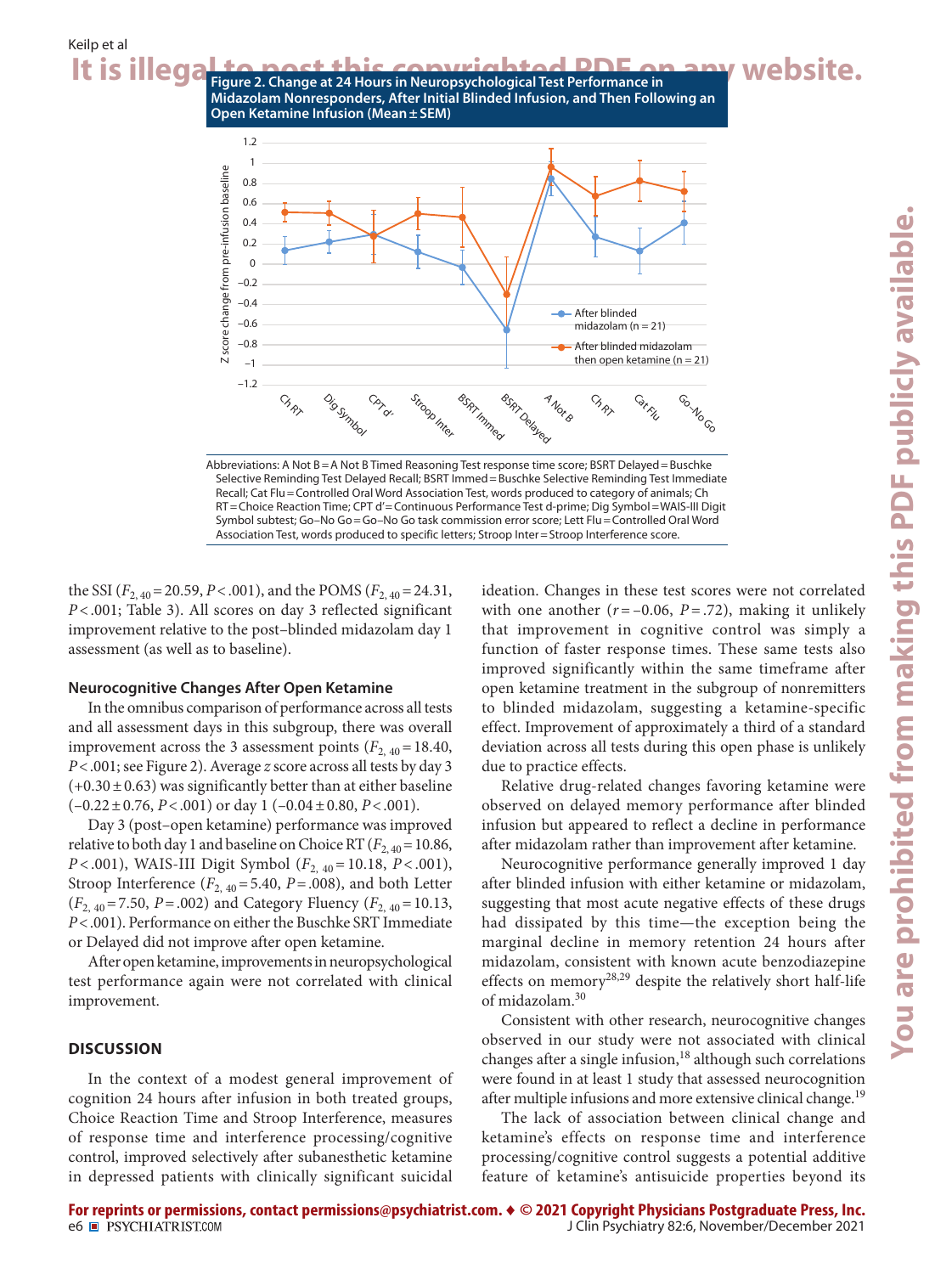**Figure 2. Change at 24 Hours in Neuropsychological Test Performance in Midazolam Nonresponders, After Initial Blinded Infusion, and Then Following an Open Ketamine Infusion (Mean ± SEM)**

Abbreviations: A Not B = A Not B Timed Reasoning Test response time score; BSRT Delayed = Buschke Selective Reminding Test Delayed Recall; BSRT Immed = Buschke Selective Reminding Test Immediate Recall; Cat Flu = Controlled Oral Word Association Test, words produced to category of animals; Ch RT = Choice Reaction Time; CPT d′ = Continuous Performance Test d-prime; Dig Symbol = WAIS-III Digit Symbol subtest; Go–No Go = Go–No Go task commission error score; Lett Flu = Controlled Oral Word Association Test, words produced to specific letters; Stroop Inter = Stroop Interference score.

the SSI ($F_{2, 40} = 20.59$, $P < .001$), and the POMS ($F_{2, 40} = 24.31$, $P < .001$; Table 3). All scores on day 3 reflected significant improvement relative to the post–blinded midazolam day 1 assessment (as well as to baseline).

### Neurocognitive Changes After Open Ketamine

In the omnibus comparison of performance across all tests and all assessment days in this subgroup, there was overall improvement across the 3 assessment points ($F_{2, 40} = 18.40$, $P < .001$; see Figure 2). Average $z$ score across all tests by day 3 (+0.30 ± 0.63) was significantly better than at either baseline (−0.22 ± 0.76, $P < .001$) or day 1 (−0.04 ± 0.80, $P < .001$).

Day 3 (post–open ketamine) performance was improved relative to both day 1 and baseline on Choice RT ($F_{2, 40} = 10.86$, $P < .001$), WAIS-III Digit Symbol ($F_{2, 40} = 10.18$, $P < .001$), Stroop Interference ($F_{2, 40} = 5.40$, $P = .008$), and both Letter ($F_{2, 40} = 7.50$, $P = .002$) and Category Fluency ($F_{2, 40} = 10.13$, $P < .001$). Performance on either the Buschke SRT Immediate or Delayed did not improve after open ketamine.

After open ketamine, improvements in neuropsychological test performance again were not correlated with clinical improvement.

## DISCUSSION

In the context of a modest general improvement of cognition 24 hours after infusion in both treated groups, Choice Reaction Time and Stroop Interference, measures of response time and interference processing/cognitive control, improved selectively after subanesthetic ketamine in depressed patients with clinically significant suicidal ideation. Changes in these test scores were not correlated with one another ($r = -0.06$, $P = .72$), making it unlikely that improvement in cognitive control was simply a function of faster response times. These same tests also improved significantly within the same timeframe after open ketamine treatment in the subgroup of nonremitters to blinded midazolam, suggesting a ketamine-specific effect. Improvement of approximately a third of a standard deviation across all tests during this open phase is unlikely due to practice effects.

Relative drug-related changes favoring ketamine were observed on delayed memory performance after blinded infusion but appeared to reflect a decline in performance after midazolam rather than improvement after ketamine.

Neurocognitive performance generally improved 1 day after blinded infusion with either ketamine or midazolam, suggesting that most acute negative effects of these drugs had dissipated by this time—the exception being the marginal decline in memory retention 24 hours after midazolam, consistent with known acute benzodiazepine effects on memory[28,29] despite the relatively short half-life of midazolam.[30]

Consistent with other research, neurocognitive changes observed in our study were not associated with clinical changes after a single infusion,[18] although such correlations were found in at least 1 study that assessed neurocognition after multiple infusions and more extensive clinical change.[19]

The lack of association between clinical change and ketamine's effects on response time and interference processing/cognitive control suggests a potential additive feature of ketamine's antisuicide properties beyond its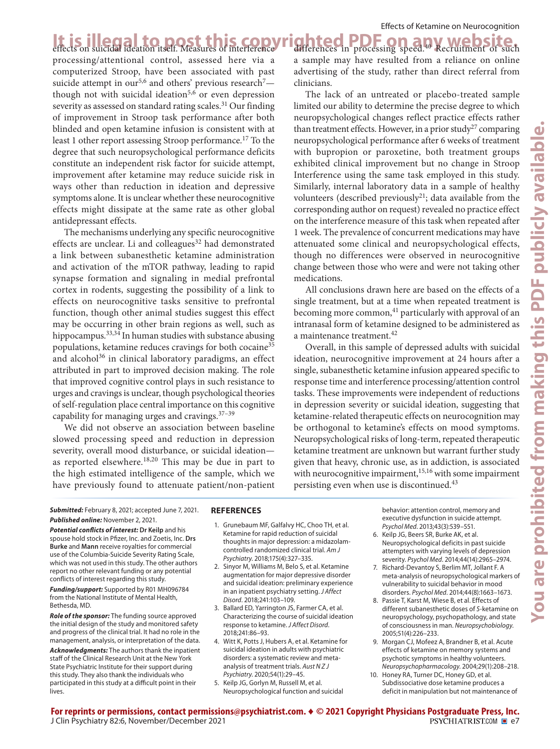effects on suicidal ideation itself. Measures of interference processing/attentional control, assessed here via a computerized Stroop, have been associated with past suicide attempt in our[5,6] and others' previous research[7]—though not with suicidal ideation[5,6] or even depression severity as assessed on standard rating scales.[31] Our finding of improvement in Stroop task performance after both blinded and open ketamine infusion is consistent with at least 1 other report assessing Stroop performance.[17] To the degree that such neuropsychological performance deficits constitute an independent risk factor for suicide attempt, improvement after ketamine may reduce suicide risk in ways other than reduction in ideation and depressive symptoms alone. It is unclear whether these neurocognitive effects might dissipate at the same rate as other global antidepressant effects.

The mechanisms underlying any specific neurocognitive effects are unclear. Li and colleagues[32] had demonstrated a link between subanesthetic ketamine administration and activation of the mTOR pathway, leading to rapid synapse formation and signaling in medial prefrontal cortex in rodents, suggesting the possibility of a link to effects on neurocognitive tasks sensitive to prefrontal function, though other animal studies suggest this effect may be occurring in other brain regions as well, such as hippocampus.[33,34] In human studies with substance abusing populations, ketamine reduces cravings for both cocaine[35] and alcohol[36] in clinical laboratory paradigms, an effect attributed in part to improved decision making. The role that improved cognitive control plays in such resistance to urges and cravings is unclear, though psychological theories of self-regulation place central importance on this cognitive capability for managing urges and cravings.[37–39]

We did not observe an association between baseline slowed processing speed and reduction in depression severity, overall mood disturbance, or suicidal ideation—as reported elsewhere.[18,20] This may be due in part to the high estimated intelligence of the sample, which we have previously found to attenuate patient/non-patient differences in processing speed.[40] Recruitment of such a sample may have resulted from a reliance on online advertising of the study, rather than direct referral from clinicians.

The lack of an untreated or placebo-treated sample limited our ability to determine the precise degree to which neuropsychological changes reflect practice effects rather than treatment effects. However, in a prior study[27] comparing neuropsychological performance after 6 weeks of treatment with bupropion or paroxetine, both treatment groups exhibited clinical improvement but no change in Stroop Interference using the same task employed in this study. Similarly, internal laboratory data in a sample of healthy volunteers (described previously[21]; data available from the corresponding author on request) revealed no practice effect on the interference measure of this task when repeated after 1 week. The prevalence of concurrent medications may have attenuated some clinical and neuropsychological effects, though no differences were observed in neurocognitive change between those who were and were not taking other medications.

All conclusions drawn here are based on the effects of a single treatment, but at a time when repeated treatment is becoming more common,[41] particularly with approval of an intranasal form of ketamine designed to be administered as a maintenance treatment.[42]

Overall, in this sample of depressed adults with suicidal ideation, neurocognitive improvement at 24 hours after a single, subanesthetic ketamine infusion appeared specific to response time and interference processing/attention control tasks. These improvements were independent of reductions in depression severity or suicidal ideation, suggesting that ketamine-related therapeutic effects on neurocognition may be orthogonal to ketamine's effects on mood symptoms. Neuropsychological risks of long-term, repeated therapeutic ketamine treatment are unknown but warrant further study given that heavy, chronic use, as in addiction, is associated with neurocognitive impairment,[15,16] with some impairment persisting even when use is discontinued.[43]

***Submitted:*** February 8, 2021; accepted June 7, 2021.

***Published online:*** November 2, 2021.

***Potential conflicts of interest:*** **Dr Keilp** and his spouse hold stock in Pfizer, Inc. and Zoetis, Inc. **Drs Burke** and **Mann** receive royalties for commercial use of the Columbia-Suicide Severity Rating Scale, which was not used in this study. The other authors report no other relevant funding or any potential conflicts of interest regarding this study.

***Funding/support:*** Supported by R01 MH096784 from the National Institute of Mental Health, Bethesda, MD.

***Role of the sponsor:*** The funding source approved the initial design of the study and monitored safety and progress of the clinical trial. It had no role in the management, analysis, or interpretation of the data.

***Acknowledgments:*** The authors thank the inpatient staff of the Clinical Research Unit at the New York State Psychiatric Institute for their support during this study. They also thank the individuals who participated in this study at a difficult point in their lives.

## REFERENCES

1. Grunebaum MF, Galfalvy HC, Choo TH, et al. Ketamine for rapid reduction of suicidal thoughts in major depression: a midazolam-controlled randomized clinical trial. *Am J Psychiatry.* 2018;175(4):327–335.
2. Sinyor M, Williams M, Belo S, et al. Ketamine augmentation for major depressive disorder and suicidal ideation: preliminary experience in an inpatient psychiatry setting. *J Affect Disord.* 2018;241:103–109.
3. Ballard ED, Yarrington JS, Farmer CA, et al. Characterizing the course of suicidal ideation response to ketamine. *J Affect Disord.* 2018;241:86–93.
4. Witt K, Potts J, Hubers A, et al. Ketamine for suicidal ideation in adults with psychiatric disorders: a systematic review and meta-analysis of treatment trials. *Aust N Z J Psychiatry.* 2020;54(1):29–45.
5. Keilp JG, Gorlyn M, Russell M, et al. Neuropsychological function and suicidal behavior: attention control, memory and executive dysfunction in suicide attempt. *Psychol Med.* 2013;43(3):539–551.
6. Keilp JG, Beers SR, Burke AK, et al. Neuropsychological deficits in past suicide attempters with varying levels of depression severity. *Psychol Med.* 2014;44(14):2965–2974.
7. Richard-Devantoy S, Berlim MT, Jollant F. A meta-analysis of neuropsychological markers of vulnerability to suicidal behavior in mood disorders. *Psychol Med.* 2014;44(8):1663–1673.
8. Passie T, Karst M, Wiese B, et al. Effects of different subanesthetic doses of *S*-ketamine on neuropsychology, psychopathology, and state of consciousness in man. *Neuropsychobiology.* 2005;51(4):226–233.
9. Morgan CJ, Mofeez A, Brandner B, et al. Acute effects of ketamine on memory systems and psychotic symptoms in healthy volunteers. *Neuropsychopharmacology.* 2004;29(1):208–218.
10. Honey RA, Turner DC, Honey GD, et al. Subdissociative dose ketamine produces a deficit in manipulation but not maintenance of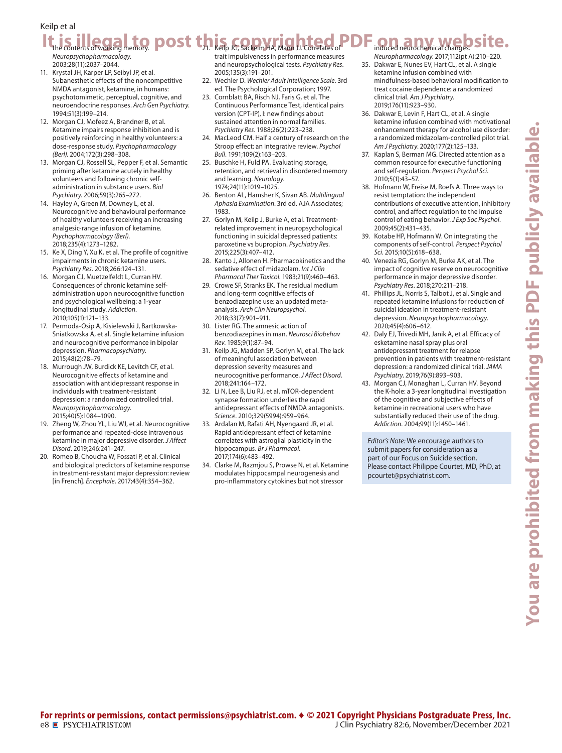the contents of working memory. *Neuropsychopharmacology*. 2003;28(11):2037–2044.

11. Krystal JH, Karper LP, Seibyl JP, et al. Subanesthetic effects of the noncompetitive NMDA antagonist, ketamine, in humans: psychotomimetic, perceptual, cognitive, and neuroendocrine responses. *Arch Gen Psychiatry*. 1994;51(3):199–214.
12. Morgan CJ, Mofeez A, Brandner B, et al. Ketamine impairs response inhibition and is positively reinforcing in healthy volunteers: a dose-response study. *Psychopharmacology (Berl)*. 2004;172(3):298–308.
13. Morgan CJ, Rossell SL, Pepper F, et al. Semantic priming after ketamine acutely in healthy volunteers and following chronic self-administration in substance users. *Biol Psychiatry*. 2006;59(3):265–272.
14. Hayley A, Green M, Downey L, et al. Neurocognitive and behavioural performance of healthy volunteers receiving an increasing analgesic-range infusion of ketamine. *Psychopharmacology (Berl)*. 2018;235(4):1273–1282.
15. Ke X, Ding Y, Xu K, et al. The profile of cognitive impairments in chronic ketamine users. *Psychiatry Res*. 2018;266:124–131.
16. Morgan CJ, Muetzelfeldt L, Curran HV. Consequences of chronic ketamine self-administration upon neurocognitive function and psychological wellbeing: a 1-year longitudinal study. *Addiction*. 2010;105(1):121–133.
17. Permoda-Osip A, Kisielewski J, Bartkowska-Sniatkowska A, et al. Single ketamine infusion and neurocognitive performance in bipolar depression. *Pharmacopsychiatry*. 2015;48(2):78–79.
18. Murrough JW, Burdick KE, Levitch CF, et al. Neurocognitive effects of ketamine and association with antidepressant response in individuals with treatment-resistant depression: a randomized controlled trial. *Neuropsychopharmacology*. 2015;40(5):1084–1090.
19. Zheng W, Zhou YL, Liu WJ, et al. Neurocognitive performance and repeated-dose intravenous ketamine in major depressive disorder. *J Affect Disord*. 2019;246:241–247.
20. Romeo B, Choucha W, Fossati P, et al. Clinical and biological predictors of ketamine response in treatment-resistant major depression: review [in French]. *Encephale*. 2017;43(4):354–362.
21. Keilp JG, Sackeim HA, Mann JJ. Correlates of trait impulsiveness in performance measures and neuropsychological tests. *Psychiatry Res*. 2005;135(3):191–201.
22. Wechler D. *Wechler Adult Intelligence Scale*. 3rd ed. The Psychological Corporation; 1997.
23. Cornblatt BA, Risch NJ, Faris G, et al. The Continuous Performance Test, identical pairs version (CPT-IP), I: new findings about sustained attention in normal families. *Psychiatry Res*. 1988;26(2):223–238.
24. MacLeod CM. Half a century of research on the Stroop effect: an integrative review. *Psychol Bull*. 1991;109(2):163–203.
25. Buschke H, Fuld PA. Evaluating storage, retention, and retrieval in disordered memory and learning. *Neurology*. 1974;24(11):1019–1025.
26. Benton AL, Hamsher K, Sivan AB. *Multilingual Aphasia Examination*. 3rd ed. AJA Associates; 1983.
27. Gorlyn M, Keilp J, Burke A, et al. Treatment-related improvement in neuropsychological functioning in suicidal depressed patients: paroxetine vs bupropion. *Psychiatry Res*. 2015;225(3):407–412.
28. Kanto J, Allonen H. Pharmacokinetics and the sedative effect of midazolam. *Int J Clin Pharmacol Ther Toxicol*. 1983;21(9):460–463.
29. Crowe SF, Stranks EK. The residual medium and long-term cognitive effects of benzodiazepine use: an updated meta-analysis. *Arch Clin Neuropsychol*. 2018;33(7):901–911.
30. Lister RG. The amnesic action of benzodiazepines in man. *Neurosci Biobehav Rev*. 1985;9(1):87–94.
31. Keilp JG, Madden SP, Gorlyn M, et al. The lack of meaningful association between depression severity measures and neurocognitive performance. *J Affect Disord*. 2018;241:164–172.
32. Li N, Lee B, Liu RJ, et al. mTOR-dependent synapse formation underlies the rapid antidepressant effects of NMDA antagonists. *Science*. 2010;329(5994):959–964.
33. Ardalan M, Rafati AH, Nyengaard JR, et al. Rapid antidepressant effect of ketamine correlates with astroglial plasticity in the hippocampus. *Br J Pharmacol*. 2017;174(6):483–492.
34. Clarke M, Razmjou S, Prowse N, et al. Ketamine modulates hippocampal neurogenesis and pro-inflammatory cytokines but not stressor induced neurochemical changes. *Neuropharmacology*. 2017;112(pt A):210–220.
35. Dakwar E, Nunes EV, Hart CL, et al. A single ketamine infusion combined with mindfulness-based behavioral modification to treat cocaine dependence: a randomized clinical trial. *Am J Psychiatry*. 2019;176(11):923–930.
36. Dakwar E, Levin F, Hart CL, et al. A single ketamine infusion combined with motivational enhancement therapy for alcohol use disorder: a randomized midazolam-controlled pilot trial. *Am J Psychiatry*. 2020;177(2):125–133.
37. Kaplan S, Berman MG. Directed attention as a common resource for executive functioning and self-regulation. *Perspect Psychol Sci*. 2010;5(1):43–57.
38. Hofmann W, Freise M, Roefs A. Three ways to resist temptation: the independent contributions of executive attention, inhibitory control, and affect regulation to the impulse control of eating behavior. *J Exp Soc Psychol*. 2009;45(2):431–435.
39. Kotabe HP, Hofmann W. On integrating the components of self-control. *Perspect Psychol Sci*. 2015;10(5):618–638.
40. Venezia RG, Gorlyn M, Burke AK, et al. The impact of cognitive reserve on neurocognitive performance in major depressive disorder. *Psychiatry Res*. 2018;270:211–218.
41. Phillips JL, Norris S, Talbot J, et al. Single and repeated ketamine infusions for reduction of suicidal ideation in treatment-resistant depression. *Neuropsychopharmacology*. 2020;45(4):606–612.
42. Daly EJ, Trivedi MH, Janik A, et al. Efficacy of esketamine nasal spray plus oral antidepressant treatment for relapse prevention in patients with treatment-resistant depression: a randomized clinical trial. *JAMA Psychiatry*. 2019;76(9):893–903.
43. Morgan CJ, Monaghan L, Curran HV. Beyond the K-hole: a 3-year longitudinal investigation of the cognitive and subjective effects of ketamine in recreational users who have substantially reduced their use of the drug. *Addiction*. 2004;99(11):1450–1461.

*Editor's Note:* We encourage authors to submit papers for consideration as a part of our Focus on Suicide section. Please contact Philippe Courtet, MD, PhD, at pcourtet@psychiatrist.com.